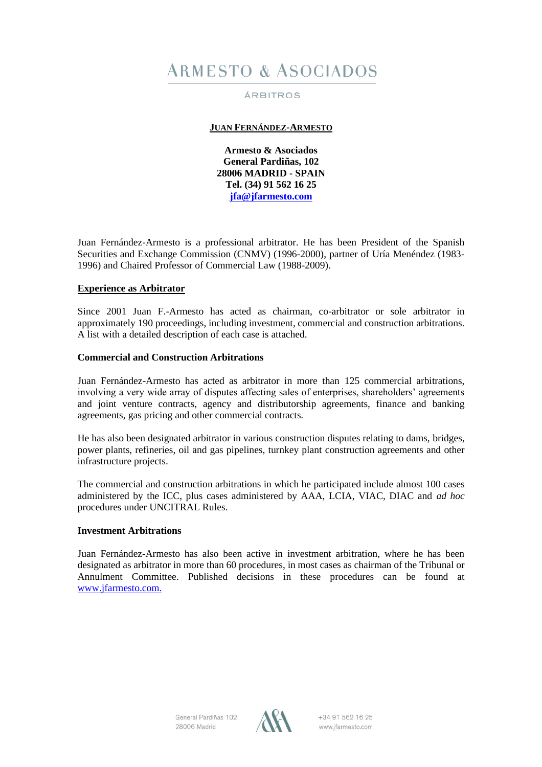# ARMESTO & ASOCIADOS

ÁRBITROS

**JUAN FERNÁNDEZ-ARMESTO**

**Armesto & Asociados**
**General Pardiñas, 102**
**28006 MADRID - SPAIN**
**Tel. (34) 91 562 16 25**
**jfa@jfarmesto.com**

Juan Fernández-Armesto is a professional arbitrator. He has been President of the Spanish Securities and Exchange Commission (CNMV) (1996-2000), partner of Uría Menéndez (1983-1996) and Chaired Professor of Commercial Law (1988-2009).

## Experience as Arbitrator

Since 2001 Juan F.-Armesto has acted as chairman, co-arbitrator or sole arbitrator in approximately 190 proceedings, including investment, commercial and construction arbitrations. A list with a detailed description of each case is attached.

### Commercial and Construction Arbitrations

Juan Fernández-Armesto has acted as arbitrator in more than 125 commercial arbitrations, involving a very wide array of disputes affecting sales of enterprises, shareholders' agreements and joint venture contracts, agency and distributorship agreements, finance and banking agreements, gas pricing and other commercial contracts.

He has also been designated arbitrator in various construction disputes relating to dams, bridges, power plants, refineries, oil and gas pipelines, turnkey plant construction agreements and other infrastructure projects.

The commercial and construction arbitrations in which he participated include almost 100 cases administered by the ICC, plus cases administered by AAA, LCIA, VIAC, DIAC and *ad hoc* procedures under UNCITRAL Rules.

### Investment Arbitrations

Juan Fernández-Armesto has also been active in investment arbitration, where he has been designated as arbitrator in more than 60 procedures, in most cases as chairman of the Tribunal or Annulment Committee. Published decisions in these procedures can be found at www.jfarmesto.com.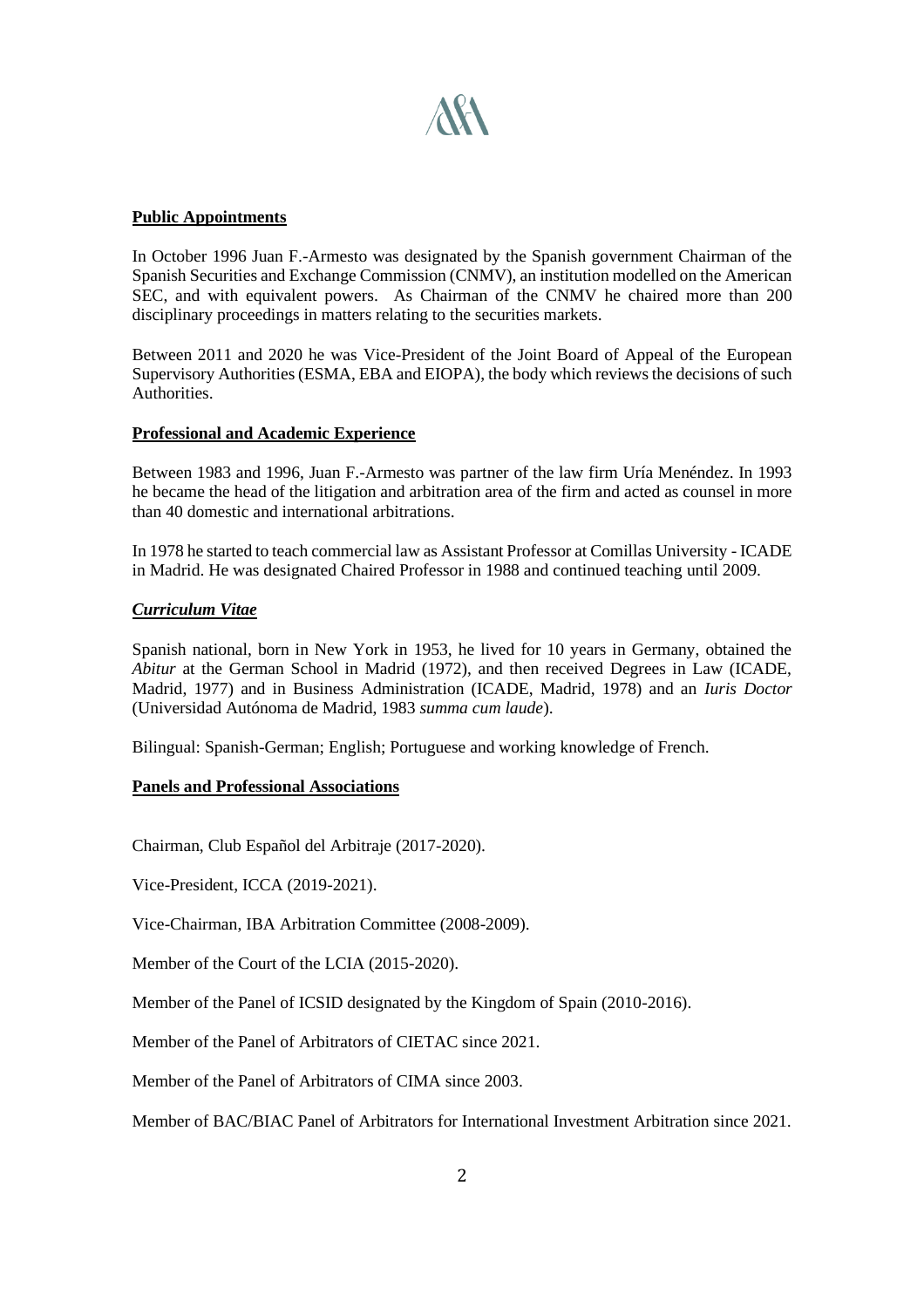**Public Appointments**

In October 1996 Juan F.-Armesto was designated by the Spanish government Chairman of the Spanish Securities and Exchange Commission (CNMV), an institution modelled on the American SEC, and with equivalent powers. As Chairman of the CNMV he chaired more than 200 disciplinary proceedings in matters relating to the securities markets.

Between 2011 and 2020 he was Vice-President of the Joint Board of Appeal of the European Supervisory Authorities (ESMA, EBA and EIOPA), the body which reviews the decisions of such Authorities.

**Professional and Academic Experience**

Between 1983 and 1996, Juan F.-Armesto was partner of the law firm Uría Menéndez. In 1993 he became the head of the litigation and arbitration area of the firm and acted as counsel in more than 40 domestic and international arbitrations.

In 1978 he started to teach commercial law as Assistant Professor at Comillas University - ICADE in Madrid. He was designated Chaired Professor in 1988 and continued teaching until 2009.

***Curriculum Vitae***

Spanish national, born in New York in 1953, he lived for 10 years in Germany, obtained the *Abitur* at the German School in Madrid (1972), and then received Degrees in Law (ICADE, Madrid, 1977) and in Business Administration (ICADE, Madrid, 1978) and an *Iuris Doctor* (Universidad Autónoma de Madrid, 1983 *summa cum laude*).

Bilingual: Spanish-German; English; Portuguese and working knowledge of French.

**Panels and Professional Associations**

Chairman, Club Español del Arbitraje (2017-2020).

Vice-President, ICCA (2019-2021).

Vice-Chairman, IBA Arbitration Committee (2008-2009).

Member of the Court of the LCIA (2015-2020).

Member of the Panel of ICSID designated by the Kingdom of Spain (2010-2016).

Member of the Panel of Arbitrators of CIETAC since 2021.

Member of the Panel of Arbitrators of CIMA since 2003.

Member of BAC/BIAC Panel of Arbitrators for International Investment Arbitration since 2021.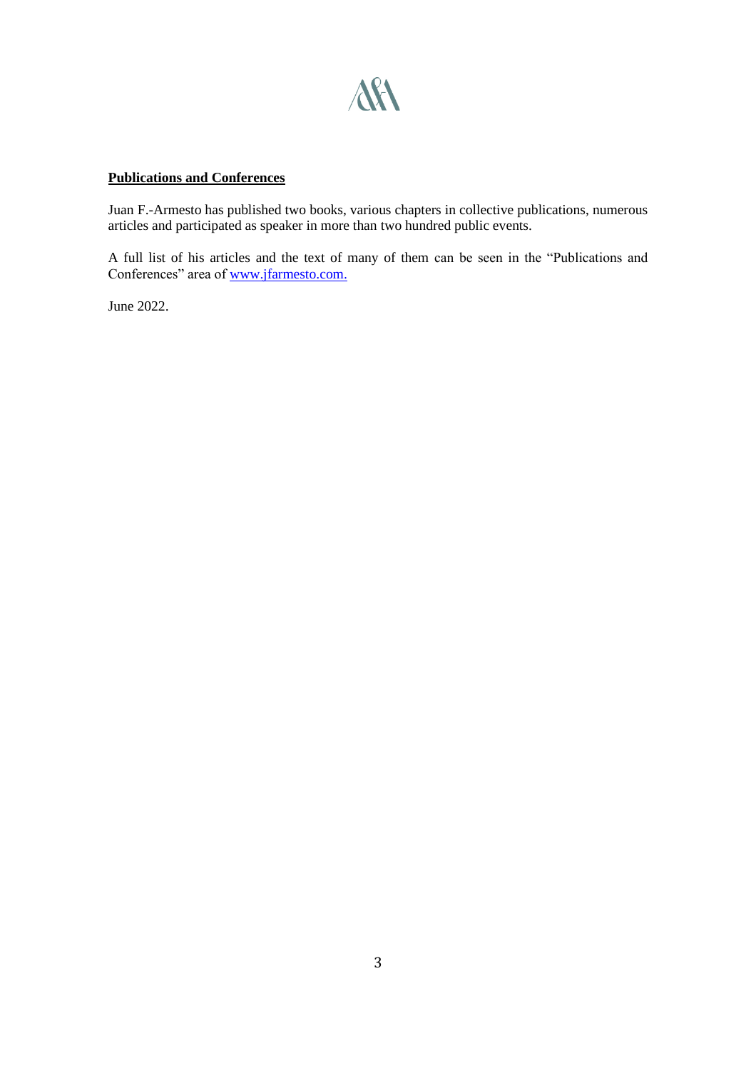**Publications and Conferences**

Juan F.-Armesto has published two books, various chapters in collective publications, numerous articles and participated as speaker in more than two hundred public events.

A full list of his articles and the text of many of them can be seen in the "Publications and Conferences" area of [www.jfarmesto.com.](http://www.jfarmesto.com)

June 2022.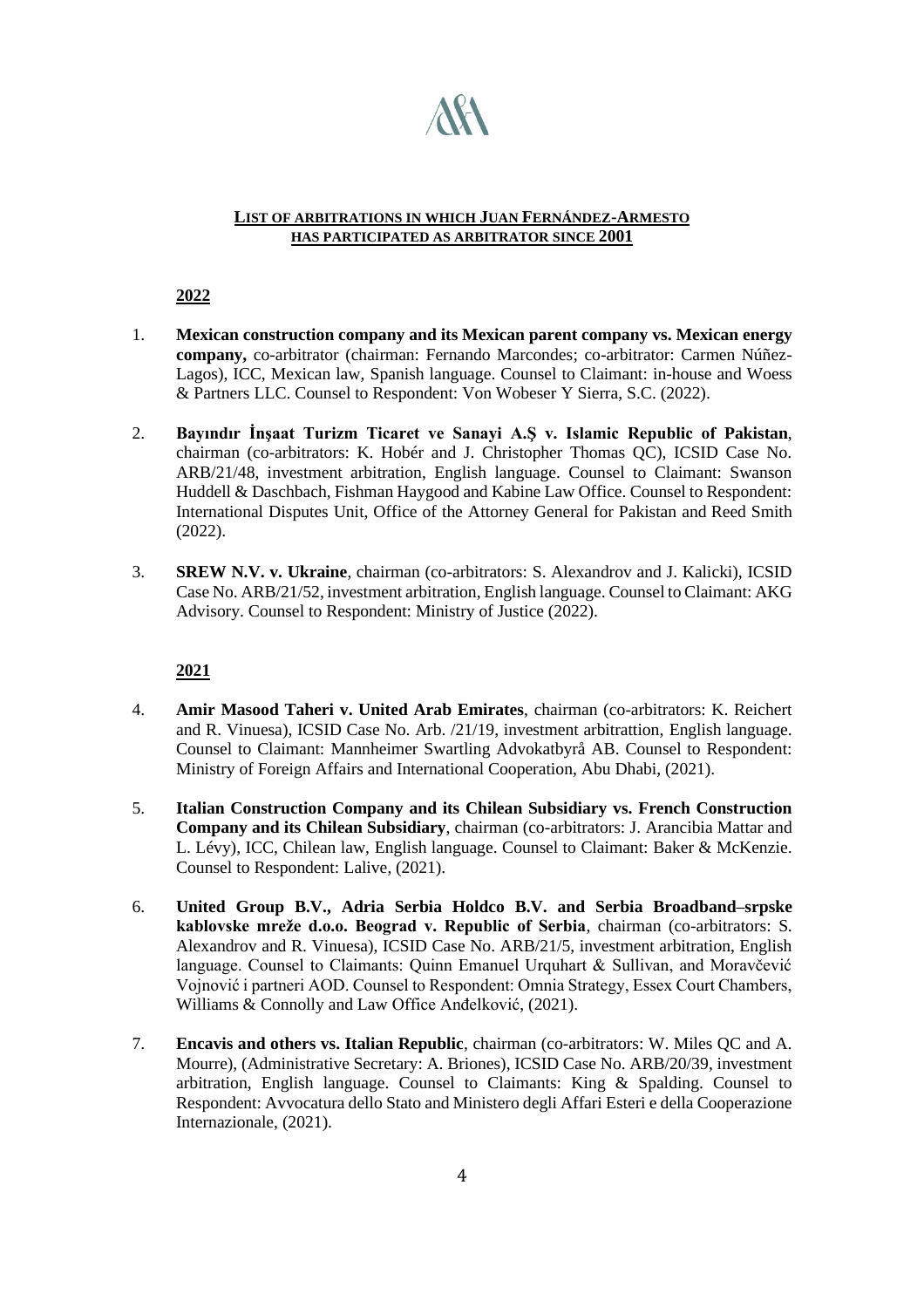**LIST OF ARBITRATIONS IN WHICH JUAN FERNÁNDEZ-ARMESTO HAS PARTICIPATED AS ARBITRATOR SINCE 2001**

**2022**

1. **Mexican construction company and its Mexican parent company vs. Mexican energy company,** co-arbitrator (chairman: Fernando Marcondes; co-arbitrator: Carmen Núñez-Lagos), ICC, Mexican law, Spanish language. Counsel to Claimant: in-house and Woess & Partners LLC. Counsel to Respondent: Von Wobeser Y Sierra, S.C. (2022).

2. **Bayındır İnşaat Turizm Ticaret ve Sanayi A.Ş v. Islamic Republic of Pakistan**, chairman (co-arbitrators: K. Hobér and J. Christopher Thomas QC), ICSID Case No. ARB/21/48, investment arbitration, English language. Counsel to Claimant: Swanson Huddell & Daschbach, Fishman Haygood and Kabine Law Office. Counsel to Respondent: International Disputes Unit, Office of the Attorney General for Pakistan and Reed Smith (2022).

3. **SREW N.V. v. Ukraine**, chairman (co-arbitrators: S. Alexandrov and J. Kalicki), ICSID Case No. ARB/21/52, investment arbitration, English language. Counsel to Claimant: AKG Advisory. Counsel to Respondent: Ministry of Justice (2022).

**2021**

4. **Amir Masood Taheri v. United Arab Emirates**, chairman (co-arbitrators: K. Reichert and R. Vinuesa), ICSID Case No. Arb. /21/19, investment arbitrattion, English language. Counsel to Claimant: Mannheimer Swartling Advokatbyrå AB. Counsel to Respondent: Ministry of Foreign Affairs and International Cooperation, Abu Dhabi, (2021).

5. **Italian Construction Company and its Chilean Subsidiary vs. French Construction Company and its Chilean Subsidiary**, chairman (co-arbitrators: J. Arancibia Mattar and L. Lévy), ICC, Chilean law, English language. Counsel to Claimant: Baker & McKenzie. Counsel to Respondent: Lalive, (2021).

6. **United Group B.V., Adria Serbia Holdco B.V. and Serbia Broadband–srpske kablovske mreže d.o.o. Beograd v. Republic of Serbia**, chairman (co-arbitrators: S. Alexandrov and R. Vinuesa), ICSID Case No. ARB/21/5, investment arbitration, English language. Counsel to Claimants: Quinn Emanuel Urquhart & Sullivan, and Moravčević Vojnović i partneri AOD. Counsel to Respondent: Omnia Strategy, Essex Court Chambers, Williams & Connolly and Law Office Anđelković, (2021).

7. **Encavis and others vs. Italian Republic**, chairman (co-arbitrators: W. Miles QC and A. Mourre), (Administrative Secretary: A. Briones), ICSID Case No. ARB/20/39, investment arbitration, English language. Counsel to Claimants: King & Spalding. Counsel to Respondent: Avvocatura dello Stato and Ministero degli Affari Esteri e della Cooperazione Internazionale, (2021).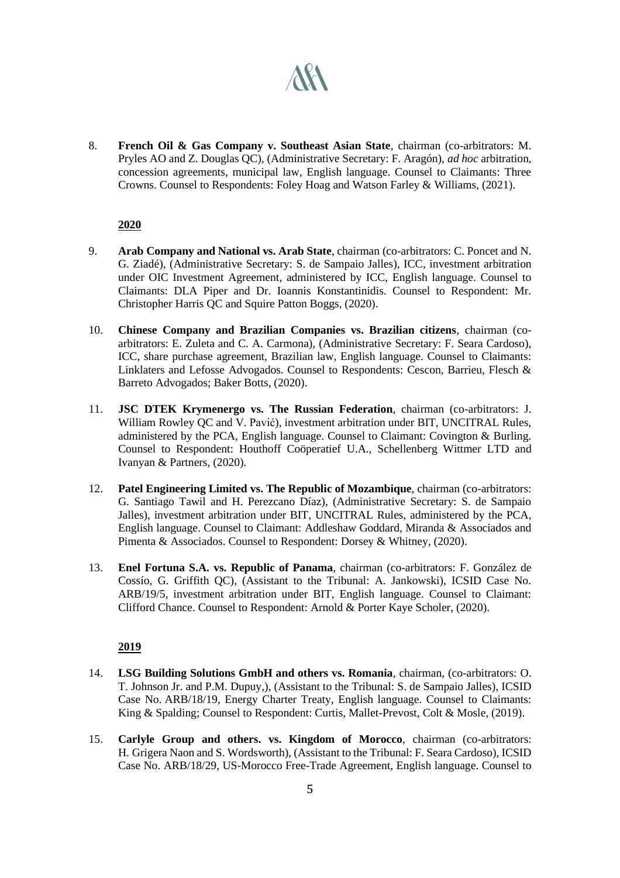8. **French Oil & Gas Company v. Southeast Asian State**, chairman (co-arbitrators: M. Pryles AO and Z. Douglas QC), (Administrative Secretary: F. Aragón), *ad hoc* arbitration, concession agreements, municipal law, English language. Counsel to Claimants: Three Crowns. Counsel to Respondents: Foley Hoag and Watson Farley & Williams, (2021).

**2020**

9. **Arab Company and National vs. Arab State**, chairman (co-arbitrators: C. Poncet and N. G. Ziadé), (Administrative Secretary: S. de Sampaio Jalles), ICC, investment arbitration under OIC Investment Agreement, administered by ICC, English language. Counsel to Claimants: DLA Piper and Dr. Ioannis Konstantinidis. Counsel to Respondent: Mr. Christopher Harris QC and Squire Patton Boggs, (2020).

10. **Chinese Company and Brazilian Companies vs. Brazilian citizens**, chairman (co-arbitrators: E. Zuleta and C. A. Carmona), (Administrative Secretary: F. Seara Cardoso), ICC, share purchase agreement, Brazilian law, English language. Counsel to Claimants: Linklaters and Lefosse Advogados. Counsel to Respondents: Cescon, Barrieu, Flesch & Barreto Advogados; Baker Botts, (2020).

11. **JSC DTEK Krymenergo vs. The Russian Federation**, chairman (co-arbitrators: J. William Rowley QC and V. Pavić), investment arbitration under BIT, UNCITRAL Rules, administered by the PCA, English language. Counsel to Claimant: Covington & Burling. Counsel to Respondent: Houthoff Coöperatief U.A., Schellenberg Wittmer LTD and Ivanyan & Partners, (2020).

12. **Patel Engineering Limited vs. The Republic of Mozambique**, chairman (co-arbitrators: G. Santiago Tawil and H. Perezcano Díaz), (Administrative Secretary: S. de Sampaio Jalles), investment arbitration under BIT, UNCITRAL Rules, administered by the PCA, English language. Counsel to Claimant: Addleshaw Goddard, Miranda & Associados and Pimenta & Associados. Counsel to Respondent: Dorsey & Whitney, (2020).

13. **Enel Fortuna S.A. vs. Republic of Panama**, chairman (co-arbitrators: F. González de Cossío, G. Griffith QC), (Assistant to the Tribunal: A. Jankowski), ICSID Case No. ARB/19/5, investment arbitration under BIT, English language. Counsel to Claimant: Clifford Chance. Counsel to Respondent: Arnold & Porter Kaye Scholer, (2020).

**2019**

14. **LSG Building Solutions GmbH and others vs. Romania**, chairman, (co-arbitrators: O. T. Johnson Jr. and P.M. Dupuy,), (Assistant to the Tribunal: S. de Sampaio Jalles), ICSID Case No. ARB/18/19, Energy Charter Treaty, English language. Counsel to Claimants: King & Spalding; Counsel to Respondent: Curtis, Mallet-Prevost, Colt & Mosle, (2019).

15. **Carlyle Group and others. vs. Kingdom of Morocco**, chairman (co-arbitrators: H. Grigera Naon and S. Wordsworth), (Assistant to the Tribunal: F. Seara Cardoso), ICSID Case No. ARB/18/29, US-Morocco Free-Trade Agreement, English language. Counsel to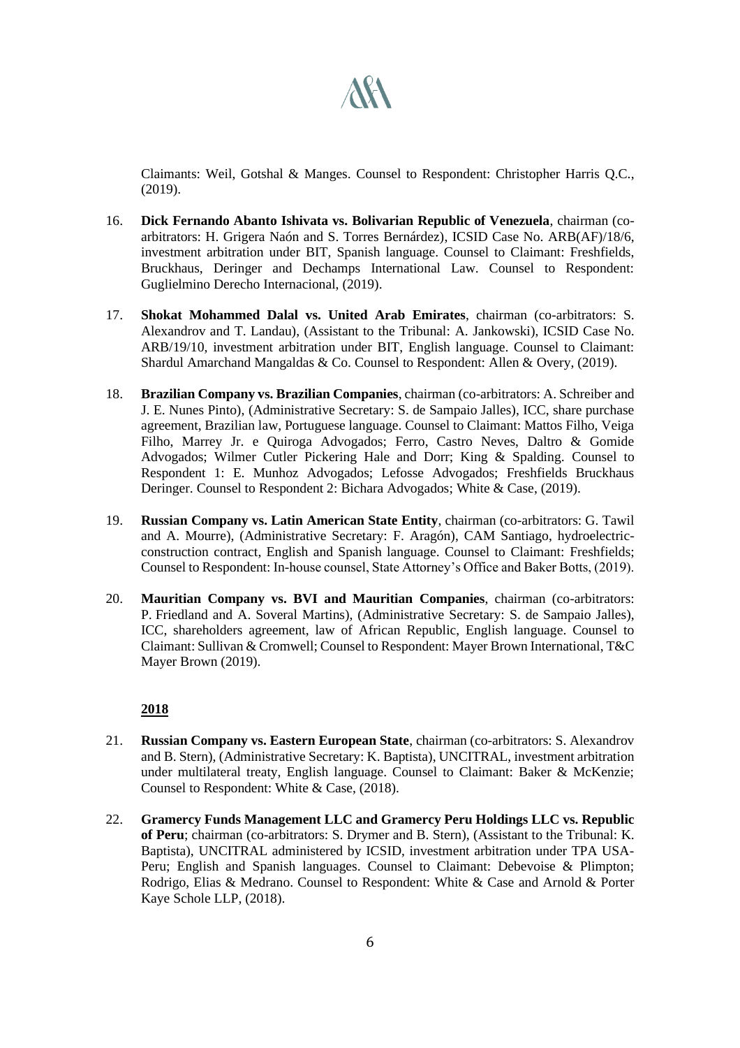Claimants: Weil, Gotshal & Manges. Counsel to Respondent: Christopher Harris Q.C., (2019).

16. **Dick Fernando Abanto Ishivata vs. Bolivarian Republic of Venezuela**, chairman (co-arbitrators: H. Grigera Naón and S. Torres Bernárdez), ICSID Case No. ARB(AF)/18/6, investment arbitration under BIT, Spanish language. Counsel to Claimant: Freshfields, Bruckhaus, Deringer and Dechamps International Law. Counsel to Respondent: Guglielmino Derecho Internacional, (2019).

17. **Shokat Mohammed Dalal vs. United Arab Emirates**, chairman (co-arbitrators: S. Alexandrov and T. Landau), (Assistant to the Tribunal: A. Jankowski), ICSID Case No. ARB/19/10, investment arbitration under BIT, English language. Counsel to Claimant: Shardul Amarchand Mangaldas & Co. Counsel to Respondent: Allen & Overy, (2019).

18. **Brazilian Company vs. Brazilian Companies**, chairman (co-arbitrators: A. Schreiber and J. E. Nunes Pinto), (Administrative Secretary: S. de Sampaio Jalles), ICC, share purchase agreement, Brazilian law, Portuguese language. Counsel to Claimant: Mattos Filho, Veiga Filho, Marrey Jr. e Quiroga Advogados; Ferro, Castro Neves, Daltro & Gomide Advogados; Wilmer Cutler Pickering Hale and Dorr; King & Spalding. Counsel to Respondent 1: E. Munhoz Advogados; Lefosse Advogados; Freshfields Bruckhaus Deringer. Counsel to Respondent 2: Bichara Advogados; White & Case, (2019).

19. **Russian Company vs. Latin American State Entity**, chairman (co-arbitrators: G. Tawil and A. Mourre), (Administrative Secretary: F. Aragón), CAM Santiago, hydroelectric-construction contract, English and Spanish language. Counsel to Claimant: Freshfields; Counsel to Respondent: In-house counsel, State Attorney's Office and Baker Botts, (2019).

20. **Mauritian Company vs. BVI and Mauritian Companies**, chairman (co-arbitrators: P. Friedland and A. Soveral Martins), (Administrative Secretary: S. de Sampaio Jalles), ICC, shareholders agreement, law of African Republic, English language. Counsel to Claimant: Sullivan & Cromwell; Counsel to Respondent: Mayer Brown International, T&C Mayer Brown (2019).

**2018**

21. **Russian Company vs. Eastern European State**, chairman (co-arbitrators: S. Alexandrov and B. Stern), (Administrative Secretary: K. Baptista), UNCITRAL, investment arbitration under multilateral treaty, English language. Counsel to Claimant: Baker & McKenzie; Counsel to Respondent: White & Case, (2018).

22. **Gramercy Funds Management LLC and Gramercy Peru Holdings LLC vs. Republic of Peru**; chairman (co-arbitrators: S. Drymer and B. Stern), (Assistant to the Tribunal: K. Baptista), UNCITRAL administered by ICSID, investment arbitration under TPA USA-Peru; English and Spanish languages. Counsel to Claimant: Debevoise & Plimpton; Rodrigo, Elias & Medrano. Counsel to Respondent: White & Case and Arnold & Porter Kaye Schole LLP, (2018).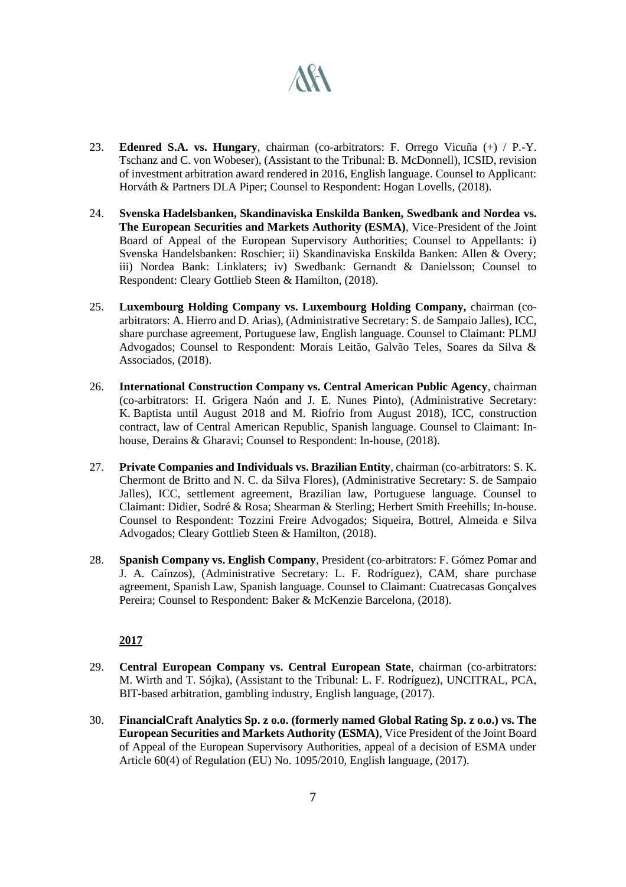23. **Edenred S.A. vs. Hungary**, chairman (co-arbitrators: F. Orrego Vicuña (+) / P.-Y. Tschanz and C. von Wobeser), (Assistant to the Tribunal: B. McDonnell), ICSID, revision of investment arbitration award rendered in 2016, English language. Counsel to Applicant: Horváth & Partners DLA Piper; Counsel to Respondent: Hogan Lovells, (2018).

24. **Svenska Hadelsbanken, Skandinaviska Enskilda Banken, Swedbank and Nordea vs. The European Securities and Markets Authority (ESMA)**, Vice-President of the Joint Board of Appeal of the European Supervisory Authorities; Counsel to Appellants: i) Svenska Handelsbanken: Roschier; ii) Skandinaviska Enskilda Banken: Allen & Overy; iii) Nordea Bank: Linklaters; iv) Swedbank: Gernandt & Danielsson; Counsel to Respondent: Cleary Gottlieb Steen & Hamilton, (2018).

25. **Luxembourg Holding Company vs. Luxembourg Holding Company,** chairman (co-arbitrators: A. Hierro and D. Arias), (Administrative Secretary: S. de Sampaio Jalles), ICC, share purchase agreement, Portuguese law, English language. Counsel to Claimant: PLMJ Advogados; Counsel to Respondent: Morais Leitão, Galvão Teles, Soares da Silva & Associados, (2018).

26. **International Construction Company vs. Central American Public Agency**, chairman (co-arbitrators: H. Grigera Naón and J. E. Nunes Pinto), (Administrative Secretary: K. Baptista until August 2018 and M. Riofrio from August 2018), ICC, construction contract, law of Central American Republic, Spanish language. Counsel to Claimant: In-house, Derains & Gharavi; Counsel to Respondent: In-house, (2018).

27. **Private Companies and Individuals vs. Brazilian Entity**, chairman (co-arbitrators: S. K. Chermont de Britto and N. C. da Silva Flores), (Administrative Secretary: S. de Sampaio Jalles), ICC, settlement agreement, Brazilian law, Portuguese language. Counsel to Claimant: Didier, Sodré & Rosa; Shearman & Sterling; Herbert Smith Freehills; In-house. Counsel to Respondent: Tozzini Freire Advogados; Siqueira, Bottrel, Almeida e Silva Advogados; Cleary Gottlieb Steen & Hamilton, (2018).

28. **Spanish Company vs. English Company**, President (co-arbitrators: F. Gómez Pomar and J. A. Caínzos), (Administrative Secretary: L. F. Rodríguez), CAM, share purchase agreement, Spanish Law, Spanish language. Counsel to Claimant: Cuatrecasas Gonçalves Pereira; Counsel to Respondent: Baker & McKenzie Barcelona, (2018).

**2017**

29. **Central European Company vs. Central European State**, chairman (co-arbitrators: M. Wirth and T. Sójka), (Assistant to the Tribunal: L. F. Rodríguez), UNCITRAL, PCA, BIT-based arbitration, gambling industry, English language, (2017).

30. **FinancialCraft Analytics Sp. z o.o. (formerly named Global Rating Sp. z o.o.) vs. The European Securities and Markets Authority (ESMA)**, Vice President of the Joint Board of Appeal of the European Supervisory Authorities, appeal of a decision of ESMA under Article 60(4) of Regulation (EU) No. 1095/2010, English language, (2017).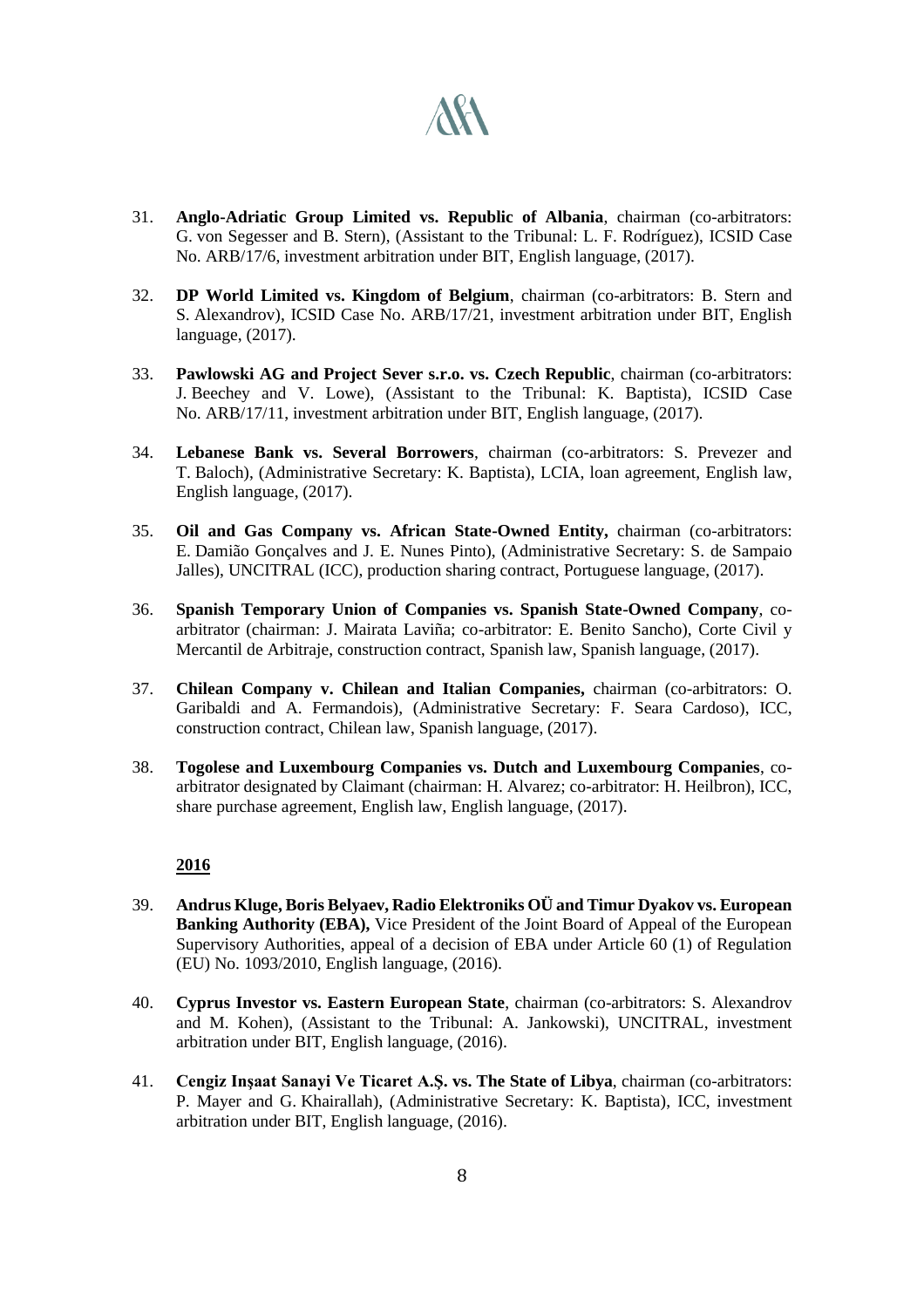31. **Anglo-Adriatic Group Limited vs. Republic of Albania**, chairman (co-arbitrators: G. von Segesser and B. Stern), (Assistant to the Tribunal: L. F. Rodríguez), ICSID Case No. ARB/17/6, investment arbitration under BIT, English language, (2017).

32. **DP World Limited vs. Kingdom of Belgium**, chairman (co-arbitrators: B. Stern and S. Alexandrov), ICSID Case No. ARB/17/21, investment arbitration under BIT, English language, (2017).

33. **Pawlowski AG and Project Sever s.r.o. vs. Czech Republic**, chairman (co-arbitrators: J. Beechey and V. Lowe), (Assistant to the Tribunal: K. Baptista), ICSID Case No. ARB/17/11, investment arbitration under BIT, English language, (2017).

34. **Lebanese Bank vs. Several Borrowers**, chairman (co-arbitrators: S. Prevezer and T. Baloch), (Administrative Secretary: K. Baptista), LCIA, loan agreement, English law, English language, (2017).

35. **Oil and Gas Company vs. African State-Owned Entity,** chairman (co-arbitrators: E. Damião Gonçalves and J. E. Nunes Pinto), (Administrative Secretary: S. de Sampaio Jalles), UNCITRAL (ICC), production sharing contract, Portuguese language, (2017).

36. **Spanish Temporary Union of Companies vs. Spanish State-Owned Company**, co-arbitrator (chairman: J. Mairata Laviña; co-arbitrator: E. Benito Sancho), Corte Civil y Mercantil de Arbitraje, construction contract, Spanish law, Spanish language, (2017).

37. **Chilean Company v. Chilean and Italian Companies,** chairman (co-arbitrators: O. Garibaldi and A. Fermandois), (Administrative Secretary: F. Seara Cardoso), ICC, construction contract, Chilean law, Spanish language, (2017).

38. **Togolese and Luxembourg Companies vs. Dutch and Luxembourg Companies**, co-arbitrator designated by Claimant (chairman: H. Alvarez; co-arbitrator: H. Heilbron), ICC, share purchase agreement, English law, English language, (2017).

**2016**

39. **Andrus Kluge, Boris Belyaev, Radio Elektroniks OÜ and Timur Dyakov vs. European Banking Authority (EBA),** Vice President of the Joint Board of Appeal of the European Supervisory Authorities, appeal of a decision of EBA under Article 60 (1) of Regulation (EU) No. 1093/2010, English language, (2016).

40. **Cyprus Investor vs. Eastern European State**, chairman (co-arbitrators: S. Alexandrov and M. Kohen), (Assistant to the Tribunal: A. Jankowski), UNCITRAL, investment arbitration under BIT, English language, (2016).

41. **Cengiz Inşaat Sanayi Ve Ticaret A.Ş. vs. The State of Libya**, chairman (co-arbitrators: P. Mayer and G. Khairallah), (Administrative Secretary: K. Baptista), ICC, investment arbitration under BIT, English language, (2016).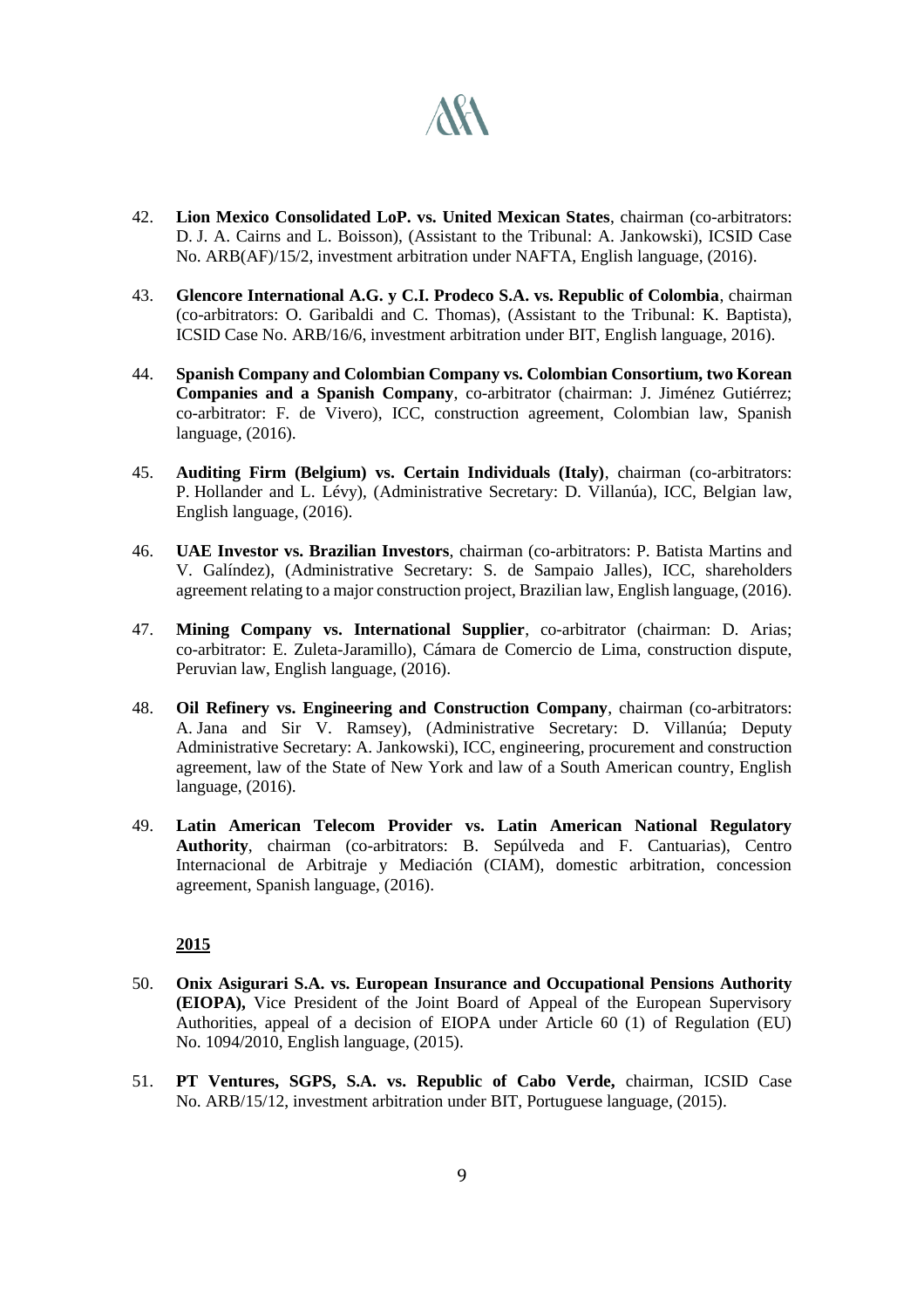42. **Lion Mexico Consolidated LoP. vs. United Mexican States**, chairman (co-arbitrators: D. J. A. Cairns and L. Boisson), (Assistant to the Tribunal: A. Jankowski), ICSID Case No. ARB(AF)/15/2, investment arbitration under NAFTA, English language, (2016).

43. **Glencore International A.G. y C.I. Prodeco S.A. vs. Republic of Colombia**, chairman (co-arbitrators: O. Garibaldi and C. Thomas), (Assistant to the Tribunal: K. Baptista), ICSID Case No. ARB/16/6, investment arbitration under BIT, English language, 2016).

44. **Spanish Company and Colombian Company vs. Colombian Consortium, two Korean Companies and a Spanish Company**, co-arbitrator (chairman: J. Jiménez Gutiérrez; co-arbitrator: F. de Vivero), ICC, construction agreement, Colombian law, Spanish language, (2016).

45. **Auditing Firm (Belgium) vs. Certain Individuals (Italy)**, chairman (co-arbitrators: P. Hollander and L. Lévy), (Administrative Secretary: D. Villanúa), ICC, Belgian law, English language, (2016).

46. **UAE Investor vs. Brazilian Investors**, chairman (co-arbitrators: P. Batista Martins and V. Galíndez), (Administrative Secretary: S. de Sampaio Jalles), ICC, shareholders agreement relating to a major construction project, Brazilian law, English language, (2016).

47. **Mining Company vs. International Supplier**, co-arbitrator (chairman: D. Arias; co-arbitrator: E. Zuleta-Jaramillo), Cámara de Comercio de Lima, construction dispute, Peruvian law, English language, (2016).

48. **Oil Refinery vs. Engineering and Construction Company**, chairman (co-arbitrators: A. Jana and Sir V. Ramsey), (Administrative Secretary: D. Villanúa; Deputy Administrative Secretary: A. Jankowski), ICC, engineering, procurement and construction agreement, law of the State of New York and law of a South American country, English language, (2016).

49. **Latin American Telecom Provider vs. Latin American National Regulatory Authority**, chairman (co-arbitrators: B. Sepúlveda and F. Cantuarias), Centro Internacional de Arbitraje y Mediación (CIAM), domestic arbitration, concession agreement, Spanish language, (2016).

**<u>2015</u>**

50. **Onix Asigurari S.A. vs. European Insurance and Occupational Pensions Authority (EIOPA),** Vice President of the Joint Board of Appeal of the European Supervisory Authorities, appeal of a decision of EIOPA under Article 60 (1) of Regulation (EU) No. 1094/2010, English language, (2015).

51. **PT Ventures, SGPS, S.A. vs. Republic of Cabo Verde,** chairman, ICSID Case No. ARB/15/12, investment arbitration under BIT, Portuguese language, (2015).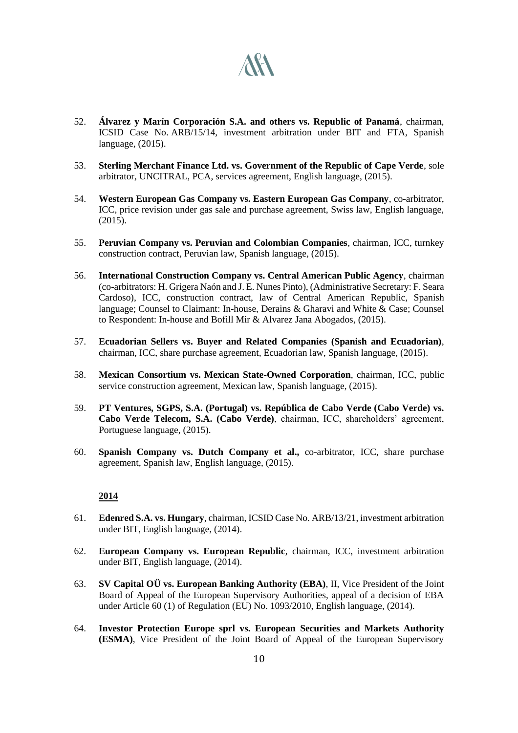52. **Álvarez y Marín Corporación S.A. and others vs. Republic of Panamá**, chairman, ICSID Case No. ARB/15/14, investment arbitration under BIT and FTA, Spanish language, (2015).

53. **Sterling Merchant Finance Ltd. vs. Government of the Republic of Cape Verde**, sole arbitrator, UNCITRAL, PCA, services agreement, English language, (2015).

54. **Western European Gas Company vs. Eastern European Gas Company**, co-arbitrator, ICC, price revision under gas sale and purchase agreement, Swiss law, English language, (2015).

55. **Peruvian Company vs. Peruvian and Colombian Companies**, chairman, ICC, turnkey construction contract, Peruvian law, Spanish language, (2015).

56. **International Construction Company vs. Central American Public Agency**, chairman (co-arbitrators: H. Grigera Naón and J. E. Nunes Pinto), (Administrative Secretary: F. Seara Cardoso), ICC, construction contract, law of Central American Republic, Spanish language; Counsel to Claimant: In-house, Derains & Gharavi and White & Case; Counsel to Respondent: In-house and Bofill Mir & Alvarez Jana Abogados, (2015).

57. **Ecuadorian Sellers vs. Buyer and Related Companies (Spanish and Ecuadorian)**, chairman, ICC, share purchase agreement, Ecuadorian law, Spanish language, (2015).

58. **Mexican Consortium vs. Mexican State-Owned Corporation**, chairman, ICC, public service construction agreement, Mexican law, Spanish language, (2015).

59. **PT Ventures, SGPS, S.A. (Portugal) vs. República de Cabo Verde (Cabo Verde) vs. Cabo Verde Telecom, S.A. (Cabo Verde)**, chairman, ICC, shareholders' agreement, Portuguese language, (2015).

60. **Spanish Company vs. Dutch Company et al.,** co-arbitrator, ICC, share purchase agreement, Spanish law, English language, (2015).

**2014**

61. **Edenred S.A. vs. Hungary**, chairman, ICSID Case No. ARB/13/21, investment arbitration under BIT, English language, (2014).

62. **European Company vs. European Republic**, chairman, ICC, investment arbitration under BIT, English language, (2014).

63. **SV Capital OÜ vs. European Banking Authority (EBA)**, II, Vice President of the Joint Board of Appeal of the European Supervisory Authorities, appeal of a decision of EBA under Article 60 (1) of Regulation (EU) No. 1093/2010, English language, (2014).

64. **Investor Protection Europe sprl vs. European Securities and Markets Authority (ESMA)**, Vice President of the Joint Board of Appeal of the European Supervisory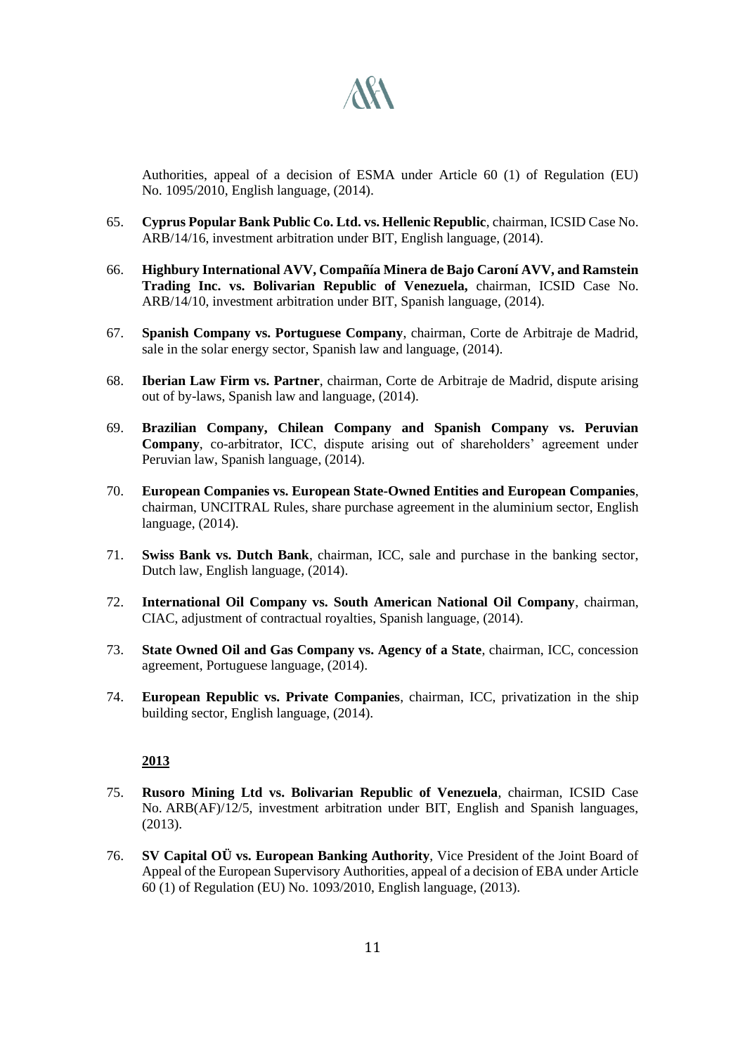Authorities, appeal of a decision of ESMA under Article 60 (1) of Regulation (EU) No. 1095/2010, English language, (2014).

65. **Cyprus Popular Bank Public Co. Ltd. vs. Hellenic Republic**, chairman, ICSID Case No. ARB/14/16, investment arbitration under BIT, English language, (2014).

66. **Highbury International AVV, Compañía Minera de Bajo Caroní AVV, and Ramstein Trading Inc. vs. Bolivarian Republic of Venezuela,** chairman, ICSID Case No. ARB/14/10, investment arbitration under BIT, Spanish language, (2014).

67. **Spanish Company vs. Portuguese Company**, chairman, Corte de Arbitraje de Madrid, sale in the solar energy sector, Spanish law and language, (2014).

68. **Iberian Law Firm vs. Partner**, chairman, Corte de Arbitraje de Madrid, dispute arising out of by-laws, Spanish law and language, (2014).

69. **Brazilian Company, Chilean Company and Spanish Company vs. Peruvian Company**, co-arbitrator, ICC, dispute arising out of shareholders' agreement under Peruvian law, Spanish language, (2014).

70. **European Companies vs. European State-Owned Entities and European Companies**, chairman, UNCITRAL Rules, share purchase agreement in the aluminium sector, English language, (2014).

71. **Swiss Bank vs. Dutch Bank**, chairman, ICC, sale and purchase in the banking sector, Dutch law, English language, (2014).

72. **International Oil Company vs. South American National Oil Company**, chairman, CIAC, adjustment of contractual royalties, Spanish language, (2014).

73. **State Owned Oil and Gas Company vs. Agency of a State**, chairman, ICC, concession agreement, Portuguese language, (2014).

74. **European Republic vs. Private Companies**, chairman, ICC, privatization in the ship building sector, English language, (2014).

**2013**

75. **Rusoro Mining Ltd vs. Bolivarian Republic of Venezuela**, chairman, ICSID Case No. ARB(AF)/12/5, investment arbitration under BIT, English and Spanish languages, (2013).

76. **SV Capital OÜ vs. European Banking Authority**, Vice President of the Joint Board of Appeal of the European Supervisory Authorities, appeal of a decision of EBA under Article 60 (1) of Regulation (EU) No. 1093/2010, English language, (2013).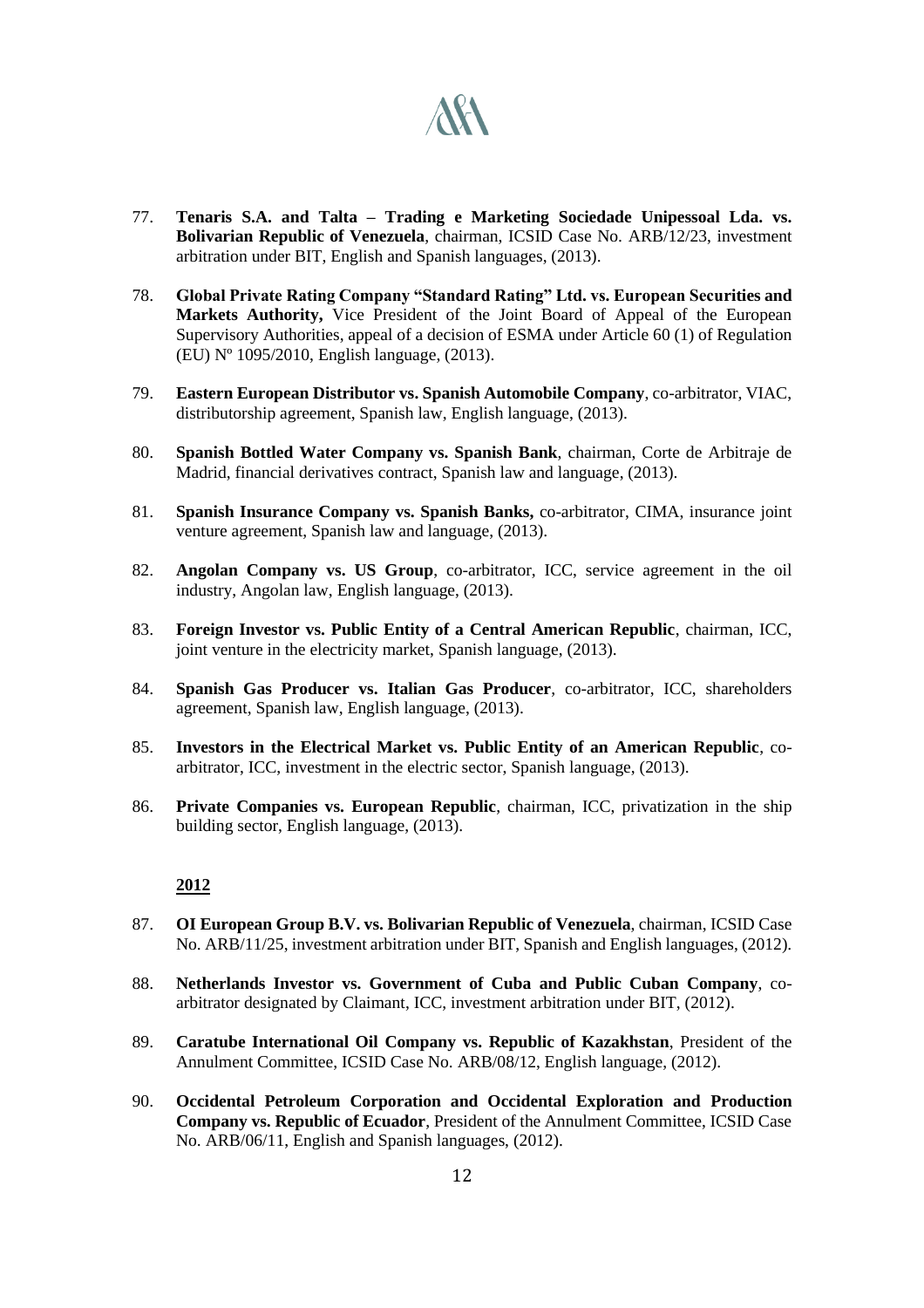77. **Tenaris S.A. and Talta – Trading e Marketing Sociedade Unipessoal Lda. vs. Bolivarian Republic of Venezuela**, chairman, ICSID Case No. ARB/12/23, investment arbitration under BIT, English and Spanish languages, (2013).

78. **Global Private Rating Company "Standard Rating" Ltd. vs. European Securities and Markets Authority,** Vice President of the Joint Board of Appeal of the European Supervisory Authorities, appeal of a decision of ESMA under Article 60 (1) of Regulation (EU) Nº 1095/2010, English language, (2013).

79. **Eastern European Distributor vs. Spanish Automobile Company**, co-arbitrator, VIAC, distributorship agreement, Spanish law, English language, (2013).

80. **Spanish Bottled Water Company vs. Spanish Bank**, chairman, Corte de Arbitraje de Madrid, financial derivatives contract, Spanish law and language, (2013).

81. **Spanish Insurance Company vs. Spanish Banks,** co-arbitrator, CIMA, insurance joint venture agreement, Spanish law and language, (2013).

82. **Angolan Company vs. US Group**, co-arbitrator, ICC, service agreement in the oil industry, Angolan law, English language, (2013).

83. **Foreign Investor vs. Public Entity of a Central American Republic**, chairman, ICC, joint venture in the electricity market, Spanish language, (2013).

84. **Spanish Gas Producer vs. Italian Gas Producer**, co-arbitrator, ICC, shareholders agreement, Spanish law, English language, (2013).

85. **Investors in the Electrical Market vs. Public Entity of an American Republic**, co-arbitrator, ICC, investment in the electric sector, Spanish language, (2013).

86. **Private Companies vs. European Republic**, chairman, ICC, privatization in the ship building sector, English language, (2013).

**2012**

87. **OI European Group B.V. vs. Bolivarian Republic of Venezuela**, chairman, ICSID Case No. ARB/11/25, investment arbitration under BIT, Spanish and English languages, (2012).

88. **Netherlands Investor vs. Government of Cuba and Public Cuban Company**, co-arbitrator designated by Claimant, ICC, investment arbitration under BIT, (2012).

89. **Caratube International Oil Company vs. Republic of Kazakhstan**, President of the Annulment Committee, ICSID Case No. ARB/08/12, English language, (2012).

90. **Occidental Petroleum Corporation and Occidental Exploration and Production Company vs. Republic of Ecuador**, President of the Annulment Committee, ICSID Case No. ARB/06/11, English and Spanish languages, (2012).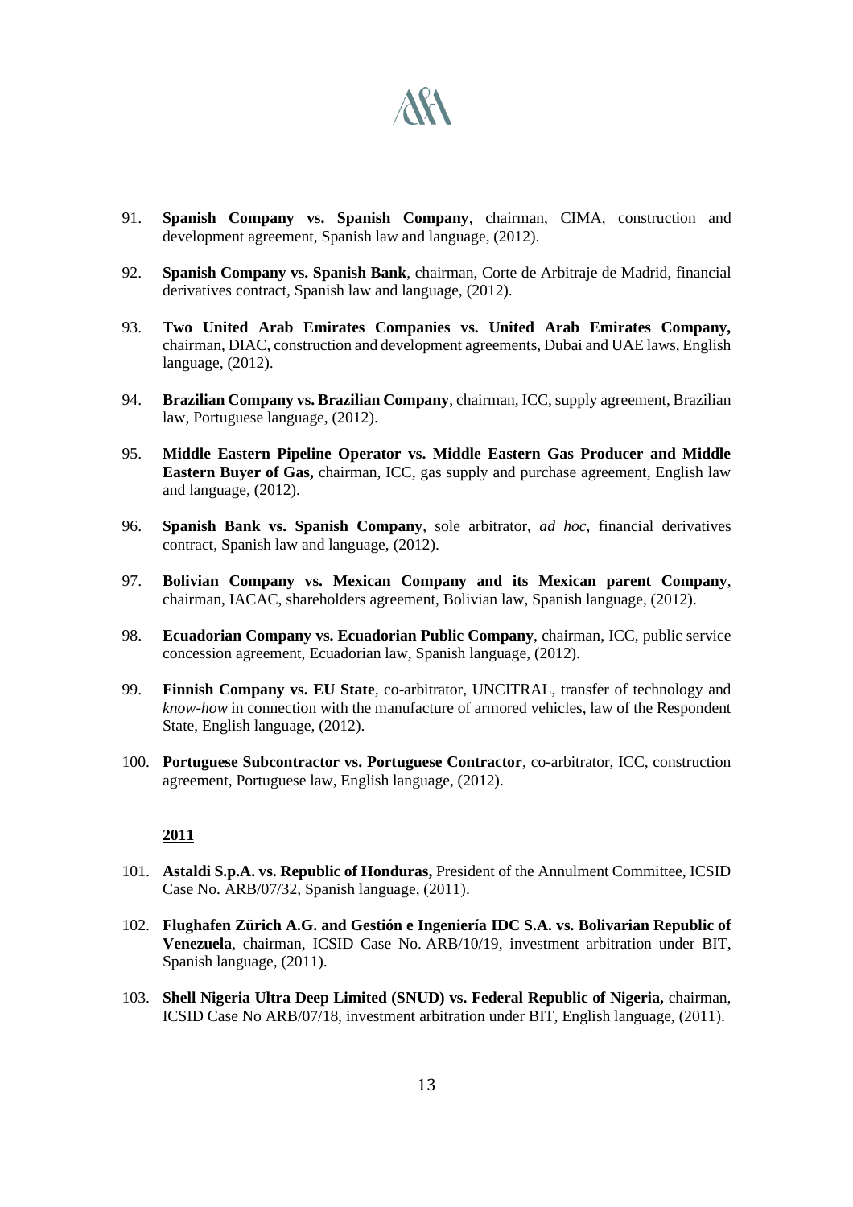91. **Spanish Company vs. Spanish Company**, chairman, CIMA, construction and development agreement, Spanish law and language, (2012).

92. **Spanish Company vs. Spanish Bank**, chairman, Corte de Arbitraje de Madrid, financial derivatives contract, Spanish law and language, (2012).

93. **Two United Arab Emirates Companies vs. United Arab Emirates Company,** chairman, DIAC, construction and development agreements, Dubai and UAE laws, English language, (2012).

94. **Brazilian Company vs. Brazilian Company**, chairman, ICC, supply agreement, Brazilian law, Portuguese language, (2012).

95. **Middle Eastern Pipeline Operator vs. Middle Eastern Gas Producer and Middle Eastern Buyer of Gas,** chairman, ICC, gas supply and purchase agreement, English law and language, (2012).

96. **Spanish Bank vs. Spanish Company**, sole arbitrator, *ad hoc*, financial derivatives contract, Spanish law and language, (2012).

97. **Bolivian Company vs. Mexican Company and its Mexican parent Company**, chairman, IACAC, shareholders agreement, Bolivian law, Spanish language, (2012).

98. **Ecuadorian Company vs. Ecuadorian Public Company**, chairman, ICC, public service concession agreement, Ecuadorian law, Spanish language, (2012).

99. **Finnish Company vs. EU State**, co-arbitrator, UNCITRAL, transfer of technology and *know-how* in connection with the manufacture of armored vehicles, law of the Respondent State, English language, (2012).

100. **Portuguese Subcontractor vs. Portuguese Contractor**, co-arbitrator, ICC, construction agreement, Portuguese law, English language, (2012).

**2011**

101. **Astaldi S.p.A. vs. Republic of Honduras,** President of the Annulment Committee, ICSID Case No. ARB/07/32, Spanish language, (2011).

102. **Flughafen Zürich A.G. and Gestión e Ingeniería IDC S.A. vs. Bolivarian Republic of Venezuela**, chairman, ICSID Case No. ARB/10/19, investment arbitration under BIT, Spanish language, (2011).

103. **Shell Nigeria Ultra Deep Limited (SNUD) vs. Federal Republic of Nigeria,** chairman, ICSID Case No ARB/07/18, investment arbitration under BIT, English language, (2011).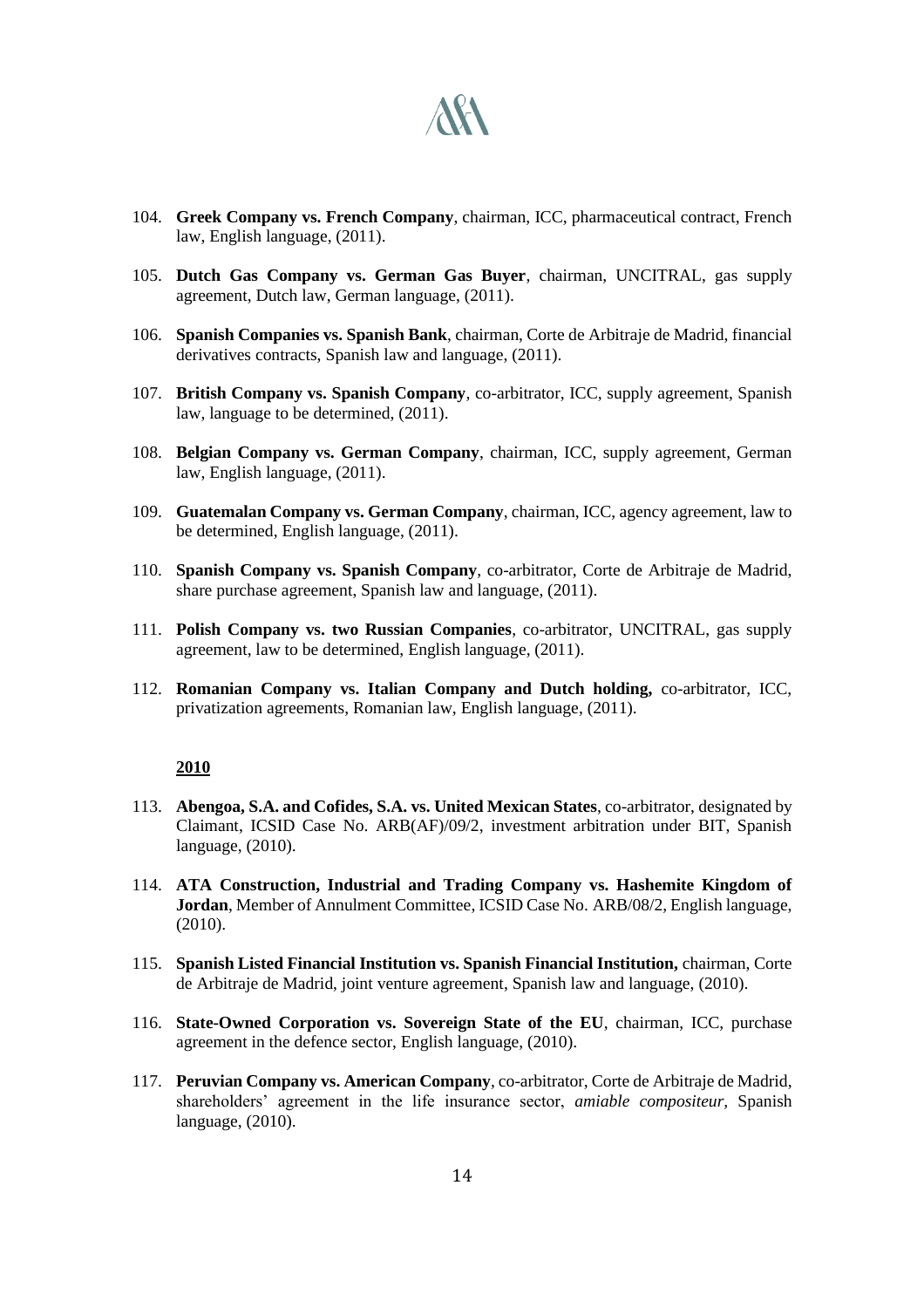104. **Greek Company vs. French Company**, chairman, ICC, pharmaceutical contract, French law, English language, (2011).

105. **Dutch Gas Company vs. German Gas Buyer**, chairman, UNCITRAL, gas supply agreement, Dutch law, German language, (2011).

106. **Spanish Companies vs. Spanish Bank**, chairman, Corte de Arbitraje de Madrid, financial derivatives contracts, Spanish law and language, (2011).

107. **British Company vs. Spanish Company**, co-arbitrator, ICC, supply agreement, Spanish law, language to be determined, (2011).

108. **Belgian Company vs. German Company**, chairman, ICC, supply agreement, German law, English language, (2011).

109. **Guatemalan Company vs. German Company**, chairman, ICC, agency agreement, law to be determined, English language, (2011).

110. **Spanish Company vs. Spanish Company**, co-arbitrator, Corte de Arbitraje de Madrid, share purchase agreement, Spanish law and language, (2011).

111. **Polish Company vs. two Russian Companies**, co-arbitrator, UNCITRAL, gas supply agreement, law to be determined, English language, (2011).

112. **Romanian Company vs. Italian Company and Dutch holding,** co-arbitrator, ICC, privatization agreements, Romanian law, English language, (2011).

**2010**

113. **Abengoa, S.A. and Cofides, S.A. vs. United Mexican States**, co-arbitrator, designated by Claimant, ICSID Case No. ARB(AF)/09/2, investment arbitration under BIT, Spanish language, (2010).

114. **ATA Construction, Industrial and Trading Company vs. Hashemite Kingdom of Jordan**, Member of Annulment Committee, ICSID Case No. ARB/08/2, English language, (2010).

115. **Spanish Listed Financial Institution vs. Spanish Financial Institution,** chairman, Corte de Arbitraje de Madrid, joint venture agreement, Spanish law and language, (2010).

116. **State-Owned Corporation vs. Sovereign State of the EU**, chairman, ICC, purchase agreement in the defence sector, English language, (2010).

117. **Peruvian Company vs. American Company**, co-arbitrator, Corte de Arbitraje de Madrid, shareholders' agreement in the life insurance sector, *amiable compositeur*, Spanish language, (2010).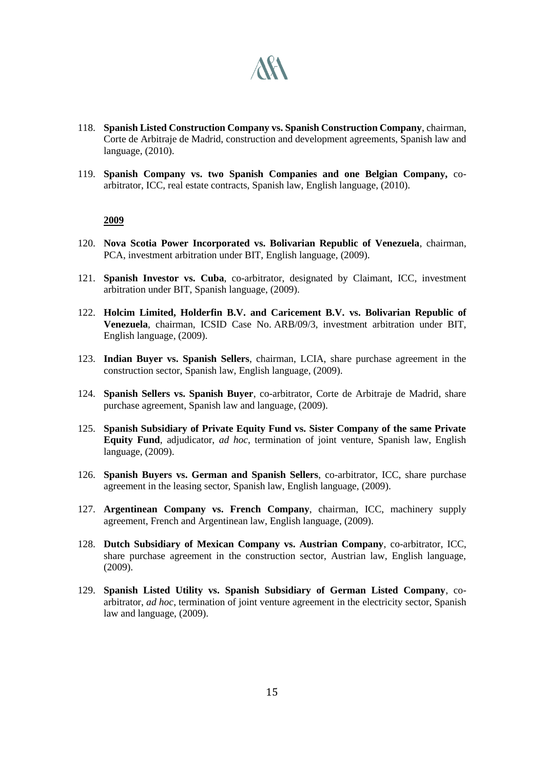118. **Spanish Listed Construction Company vs. Spanish Construction Company**, chairman, Corte de Arbitraje de Madrid, construction and development agreements, Spanish law and language, (2010).

119. **Spanish Company vs. two Spanish Companies and one Belgian Company,** co-arbitrator, ICC, real estate contracts, Spanish law, English language, (2010).

**2009**

120. **Nova Scotia Power Incorporated vs. Bolivarian Republic of Venezuela**, chairman, PCA, investment arbitration under BIT, English language, (2009).

121. **Spanish Investor vs. Cuba**, co-arbitrator, designated by Claimant, ICC, investment arbitration under BIT, Spanish language, (2009).

122. **Holcim Limited, Holderfin B.V. and Caricement B.V. vs. Bolivarian Republic of Venezuela**, chairman, ICSID Case No. ARB/09/3, investment arbitration under BIT, English language, (2009).

123. **Indian Buyer vs. Spanish Sellers**, chairman, LCIA, share purchase agreement in the construction sector, Spanish law, English language, (2009).

124. **Spanish Sellers vs. Spanish Buyer**, co-arbitrator, Corte de Arbitraje de Madrid, share purchase agreement, Spanish law and language, (2009).

125. **Spanish Subsidiary of Private Equity Fund vs. Sister Company of the same Private Equity Fund**, adjudicator, *ad hoc*, termination of joint venture, Spanish law, English language, (2009).

126. **Spanish Buyers vs. German and Spanish Sellers**, co-arbitrator, ICC, share purchase agreement in the leasing sector, Spanish law, English language, (2009).

127. **Argentinean Company vs. French Company**, chairman, ICC, machinery supply agreement, French and Argentinean law, English language, (2009).

128. **Dutch Subsidiary of Mexican Company vs. Austrian Company**, co-arbitrator, ICC, share purchase agreement in the construction sector, Austrian law, English language, (2009).

129. **Spanish Listed Utility vs. Spanish Subsidiary of German Listed Company**, co-arbitrator, *ad hoc*, termination of joint venture agreement in the electricity sector, Spanish law and language, (2009).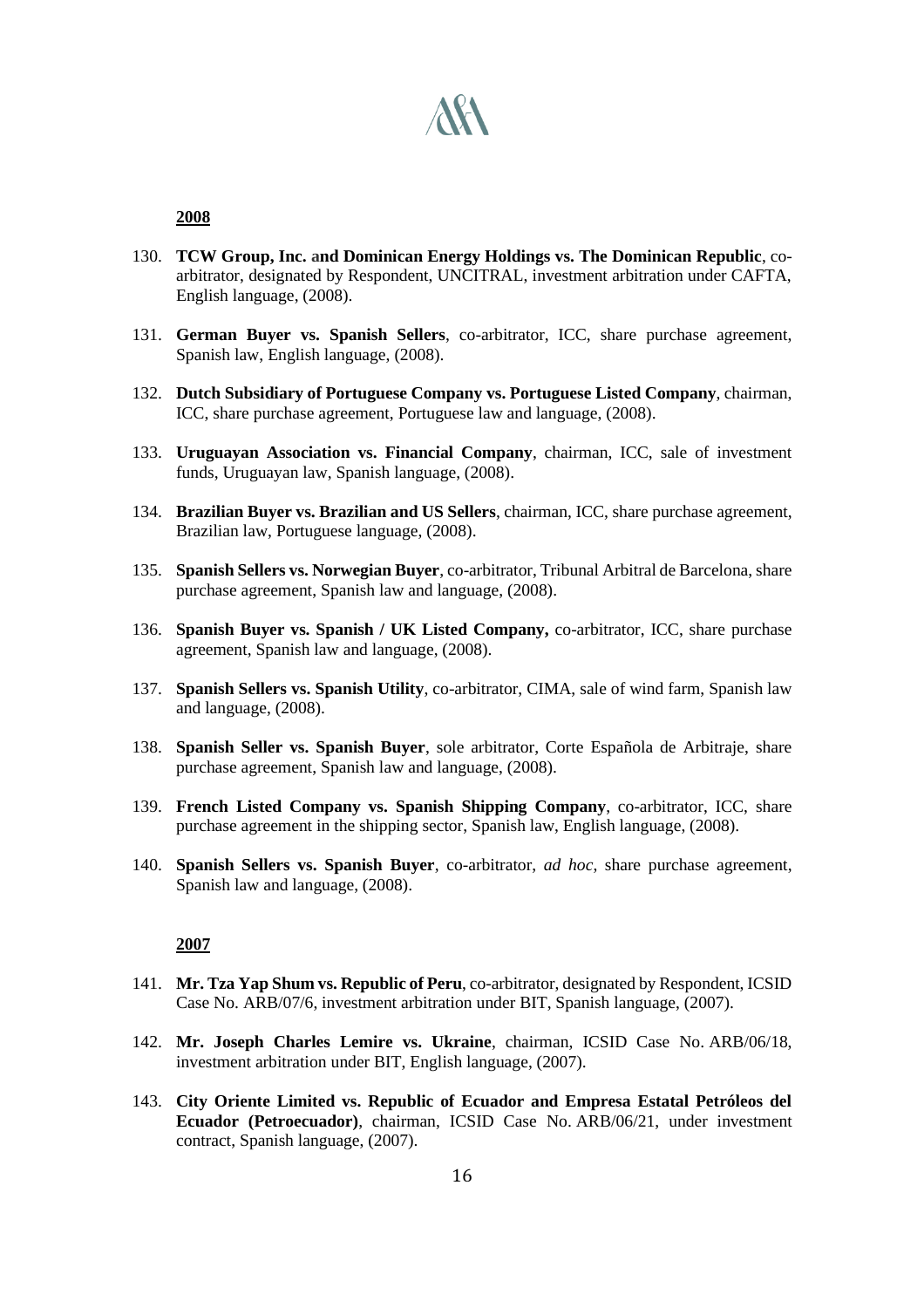**2008**

130. **TCW Group, Inc. and Dominican Energy Holdings vs. The Dominican Republic**, co-arbitrator, designated by Respondent, UNCITRAL, investment arbitration under CAFTA, English language, (2008).

131. **German Buyer vs. Spanish Sellers**, co-arbitrator, ICC, share purchase agreement, Spanish law, English language, (2008).

132. **Dutch Subsidiary of Portuguese Company vs. Portuguese Listed Company**, chairman, ICC, share purchase agreement, Portuguese law and language, (2008).

133. **Uruguayan Association vs. Financial Company**, chairman, ICC, sale of investment funds, Uruguayan law, Spanish language, (2008).

134. **Brazilian Buyer vs. Brazilian and US Sellers**, chairman, ICC, share purchase agreement, Brazilian law, Portuguese language, (2008).

135. **Spanish Sellers vs. Norwegian Buyer**, co-arbitrator, Tribunal Arbitral de Barcelona, share purchase agreement, Spanish law and language, (2008).

136. **Spanish Buyer vs. Spanish / UK Listed Company,** co-arbitrator, ICC, share purchase agreement, Spanish law and language, (2008).

137. **Spanish Sellers vs. Spanish Utility**, co-arbitrator, CIMA, sale of wind farm, Spanish law and language, (2008).

138. **Spanish Seller vs. Spanish Buyer**, sole arbitrator, Corte Española de Arbitraje, share purchase agreement, Spanish law and language, (2008).

139. **French Listed Company vs. Spanish Shipping Company**, co-arbitrator, ICC, share purchase agreement in the shipping sector, Spanish law, English language, (2008).

140. **Spanish Sellers vs. Spanish Buyer**, co-arbitrator, *ad hoc*, share purchase agreement, Spanish law and language, (2008).

**2007**

141. **Mr. Tza Yap Shum vs. Republic of Peru**, co-arbitrator, designated by Respondent, ICSID Case No. ARB/07/6, investment arbitration under BIT, Spanish language, (2007).

142. **Mr. Joseph Charles Lemire vs. Ukraine**, chairman, ICSID Case No. ARB/06/18, investment arbitration under BIT, English language, (2007).

143. **City Oriente Limited vs. Republic of Ecuador and Empresa Estatal Petróleos del Ecuador (Petroecuador)**, chairman, ICSID Case No. ARB/06/21, under investment contract, Spanish language, (2007).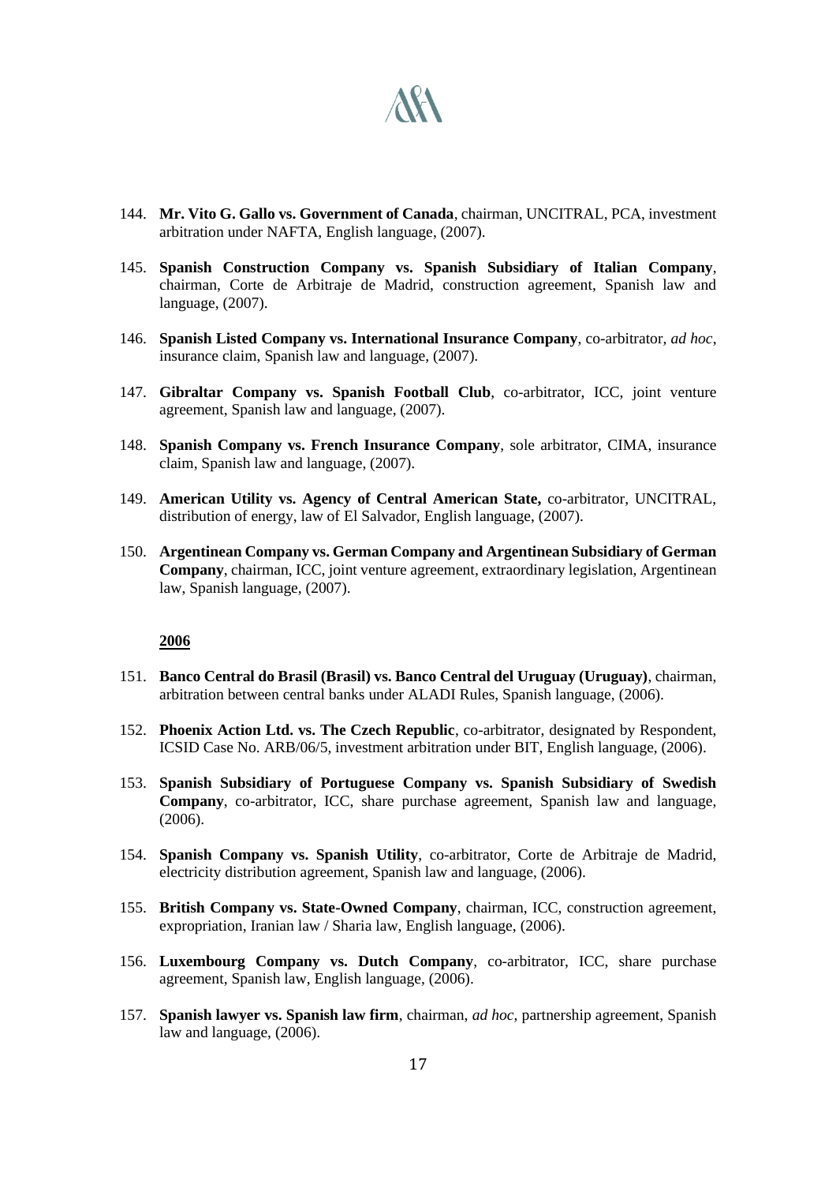144. **Mr. Vito G. Gallo vs. Government of Canada**, chairman, UNCITRAL, PCA, investment arbitration under NAFTA, English language, (2007).

145. **Spanish Construction Company vs. Spanish Subsidiary of Italian Company**, chairman, Corte de Arbitraje de Madrid, construction agreement, Spanish law and language, (2007).

146. **Spanish Listed Company vs. International Insurance Company**, co-arbitrator, *ad hoc*, insurance claim, Spanish law and language, (2007).

147. **Gibraltar Company vs. Spanish Football Club**, co-arbitrator, ICC, joint venture agreement, Spanish law and language, (2007).

148. **Spanish Company vs. French Insurance Company**, sole arbitrator, CIMA, insurance claim, Spanish law and language, (2007).

149. **American Utility vs. Agency of Central American State,** co-arbitrator, UNCITRAL, distribution of energy, law of El Salvador, English language, (2007).

150. **Argentinean Company vs. German Company and Argentinean Subsidiary of German Company**, chairman, ICC, joint venture agreement, extraordinary legislation, Argentinean law, Spanish language, (2007).

**<u>2006</u>**

151. **Banco Central do Brasil (Brasil) vs. Banco Central del Uruguay (Uruguay)**, chairman, arbitration between central banks under ALADI Rules, Spanish language, (2006).

152. **Phoenix Action Ltd. vs. The Czech Republic**, co-arbitrator, designated by Respondent, ICSID Case No. ARB/06/5, investment arbitration under BIT, English language, (2006).

153. **Spanish Subsidiary of Portuguese Company vs. Spanish Subsidiary of Swedish Company**, co-arbitrator, ICC, share purchase agreement, Spanish law and language, (2006).

154. **Spanish Company vs. Spanish Utility**, co-arbitrator, Corte de Arbitraje de Madrid, electricity distribution agreement, Spanish law and language, (2006).

155. **British Company vs. State-Owned Company**, chairman, ICC, construction agreement, expropriation, Iranian law / Sharia law, English language, (2006).

156. **Luxembourg Company vs. Dutch Company**, co-arbitrator, ICC, share purchase agreement, Spanish law, English language, (2006).

157. **Spanish lawyer vs. Spanish law firm**, chairman, *ad hoc*, partnership agreement, Spanish law and language, (2006).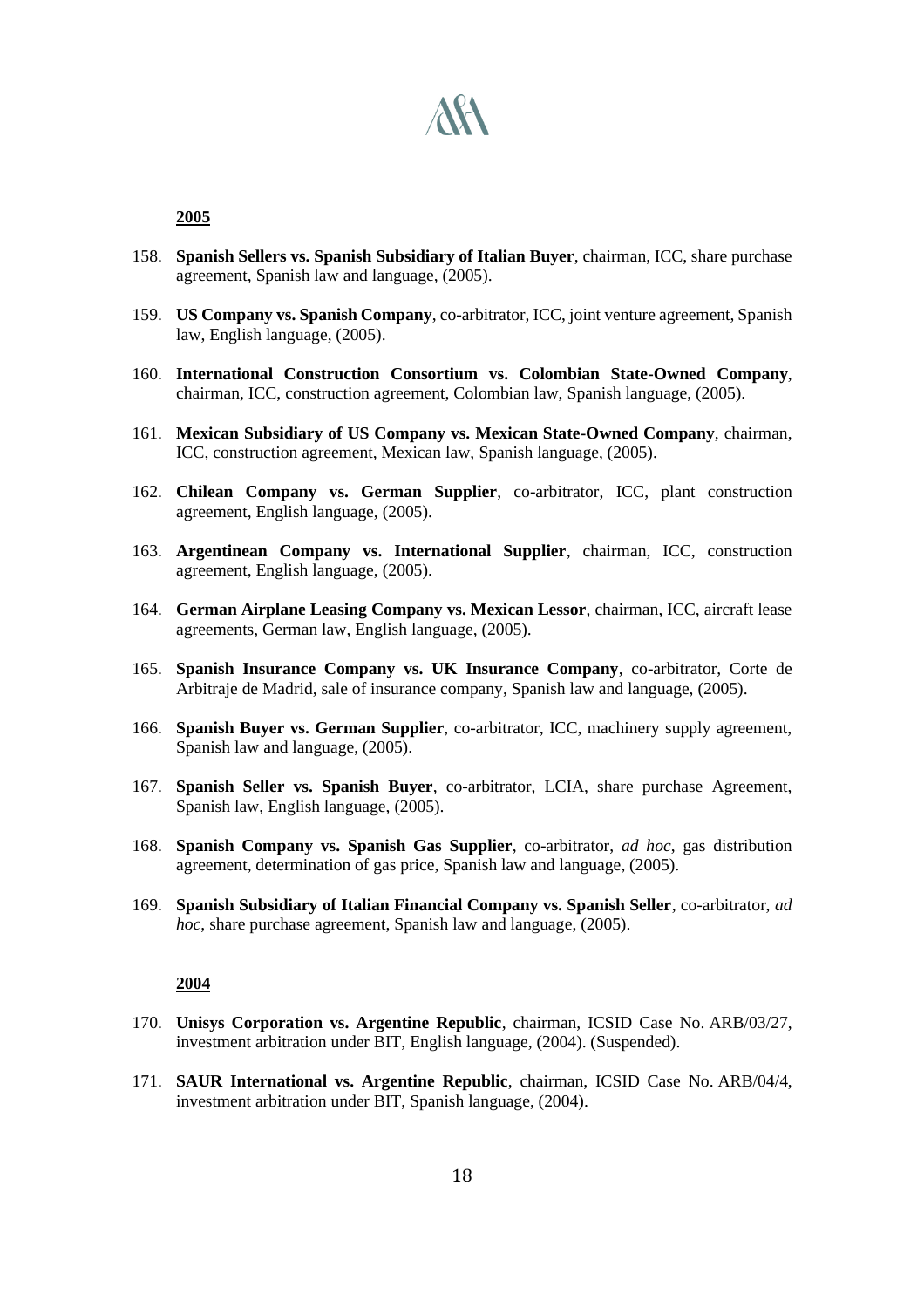**2005**

158. **Spanish Sellers vs. Spanish Subsidiary of Italian Buyer**, chairman, ICC, share purchase agreement, Spanish law and language, (2005).

159. **US Company vs. Spanish Company**, co-arbitrator, ICC, joint venture agreement, Spanish law, English language, (2005).

160. **International Construction Consortium vs. Colombian State-Owned Company**, chairman, ICC, construction agreement, Colombian law, Spanish language, (2005).

161. **Mexican Subsidiary of US Company vs. Mexican State-Owned Company**, chairman, ICC, construction agreement, Mexican law, Spanish language, (2005).

162. **Chilean Company vs. German Supplier**, co-arbitrator, ICC, plant construction agreement, English language, (2005).

163. **Argentinean Company vs. International Supplier**, chairman, ICC, construction agreement, English language, (2005).

164. **German Airplane Leasing Company vs. Mexican Lessor**, chairman, ICC, aircraft lease agreements, German law, English language, (2005).

165. **Spanish Insurance Company vs. UK Insurance Company**, co-arbitrator, Corte de Arbitraje de Madrid, sale of insurance company, Spanish law and language, (2005).

166. **Spanish Buyer vs. German Supplier**, co-arbitrator, ICC, machinery supply agreement, Spanish law and language, (2005).

167. **Spanish Seller vs. Spanish Buyer**, co-arbitrator, LCIA, share purchase Agreement, Spanish law, English language, (2005).

168. **Spanish Company vs. Spanish Gas Supplier**, co-arbitrator, *ad hoc*, gas distribution agreement, determination of gas price, Spanish law and language, (2005).

169. **Spanish Subsidiary of Italian Financial Company vs. Spanish Seller**, co-arbitrator, *ad hoc*, share purchase agreement, Spanish law and language, (2005).

**2004**

170. **Unisys Corporation vs. Argentine Republic**, chairman, ICSID Case No. ARB/03/27, investment arbitration under BIT, English language, (2004). (Suspended).

171. **SAUR International vs. Argentine Republic**, chairman, ICSID Case No. ARB/04/4, investment arbitration under BIT, Spanish language, (2004).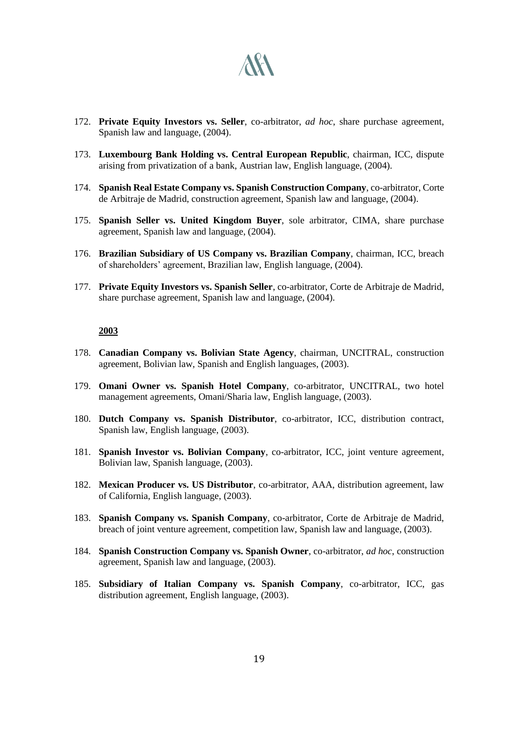172. **Private Equity Investors vs. Seller**, co-arbitrator, *ad hoc*, share purchase agreement, Spanish law and language, (2004).

173. **Luxembourg Bank Holding vs. Central European Republic**, chairman, ICC, dispute arising from privatization of a bank, Austrian law, English language, (2004).

174. **Spanish Real Estate Company vs. Spanish Construction Company**, co-arbitrator, Corte de Arbitraje de Madrid, construction agreement, Spanish law and language, (2004).

175. **Spanish Seller vs. United Kingdom Buyer**, sole arbitrator, CIMA, share purchase agreement, Spanish law and language, (2004).

176. **Brazilian Subsidiary of US Company vs. Brazilian Company**, chairman, ICC, breach of shareholders' agreement, Brazilian law, English language, (2004).

177. **Private Equity Investors vs. Spanish Seller**, co-arbitrator, Corte de Arbitraje de Madrid, share purchase agreement, Spanish law and language, (2004).

**2003**

178. **Canadian Company vs. Bolivian State Agency**, chairman, UNCITRAL, construction agreement, Bolivian law, Spanish and English languages, (2003).

179. **Omani Owner vs. Spanish Hotel Company**, co-arbitrator, UNCITRAL, two hotel management agreements, Omani/Sharia law, English language, (2003).

180. **Dutch Company vs. Spanish Distributor**, co-arbitrator, ICC, distribution contract, Spanish law, English language, (2003).

181. **Spanish Investor vs. Bolivian Company**, co-arbitrator, ICC, joint venture agreement, Bolivian law, Spanish language, (2003).

182. **Mexican Producer vs. US Distributor**, co-arbitrator, AAA, distribution agreement, law of California, English language, (2003).

183. **Spanish Company vs. Spanish Company**, co-arbitrator, Corte de Arbitraje de Madrid, breach of joint venture agreement, competition law, Spanish law and language, (2003).

184. **Spanish Construction Company vs. Spanish Owner**, co-arbitrator, *ad hoc*, construction agreement, Spanish law and language, (2003).

185. **Subsidiary of Italian Company vs. Spanish Company**, co-arbitrator, ICC, gas distribution agreement, English language, (2003).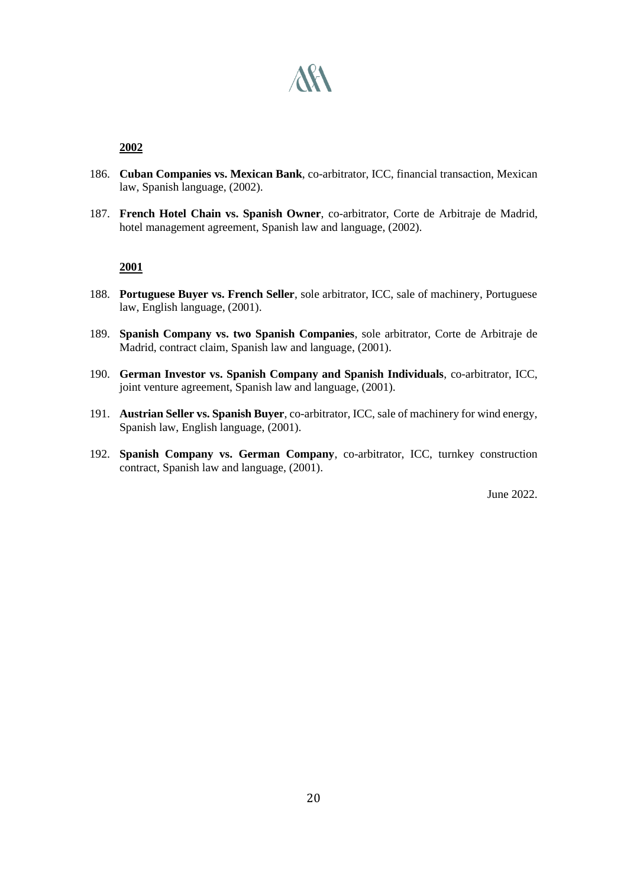**2002**

186. **Cuban Companies vs. Mexican Bank**, co-arbitrator, ICC, financial transaction, Mexican law, Spanish language, (2002).

187. **French Hotel Chain vs. Spanish Owner**, co-arbitrator, Corte de Arbitraje de Madrid, hotel management agreement, Spanish law and language, (2002).

**2001**

188. **Portuguese Buyer vs. French Seller**, sole arbitrator, ICC, sale of machinery, Portuguese law, English language, (2001).

189. **Spanish Company vs. two Spanish Companies**, sole arbitrator, Corte de Arbitraje de Madrid, contract claim, Spanish law and language, (2001).

190. **German Investor vs. Spanish Company and Spanish Individuals**, co-arbitrator, ICC, joint venture agreement, Spanish law and language, (2001).

191. **Austrian Seller vs. Spanish Buyer**, co-arbitrator, ICC, sale of machinery for wind energy, Spanish law, English language, (2001).

192. **Spanish Company vs. German Company**, co-arbitrator, ICC, turnkey construction contract, Spanish law and language, (2001).

June 2022.